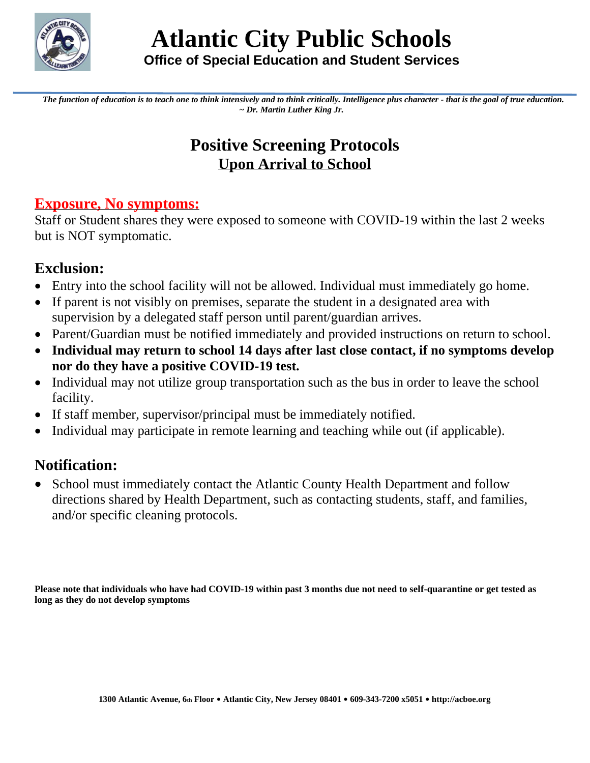# Atlantic City Public Schools

**Office of Special Education and Student Services**

***The function of education is to teach one to think intensively and to think critically. Intelligence plus character - that is the goal of true education. ~ Dr. Martin Luther King Jr.***

## Positive Screening Protocols
## Upon Arrival to School

### Exposure, No symptoms:

Staff or Student shares they were exposed to someone with COVID-19 within the last 2 weeks but is NOT symptomatic.

### Exclusion:

- Entry into the school facility will not be allowed. Individual must immediately go home.
- If parent is not visibly on premises, separate the student in a designated area with supervision by a delegated staff person until parent/guardian arrives.
- Parent/Guardian must be notified immediately and provided instructions on return to school.
- **Individual may return to school 14 days after last close contact, if no symptoms develop nor do they have a positive COVID-19 test.**
- Individual may not utilize group transportation such as the bus in order to leave the school facility.
- If staff member, supervisor/principal must be immediately notified.
- Individual may participate in remote learning and teaching while out (if applicable).

### Notification:

- School must immediately contact the Atlantic County Health Department and follow directions shared by Health Department, such as contacting students, staff, and families, and/or specific cleaning protocols.

**Please note that individuals who have had COVID-19 within past 3 months due not need to self-quarantine or get tested as long as they do not develop symptoms**

**1300 Atlantic Avenue, 6th Floor • Atlantic City, New Jersey 08401 • 609-343-7200 x5051 • http://acboe.org**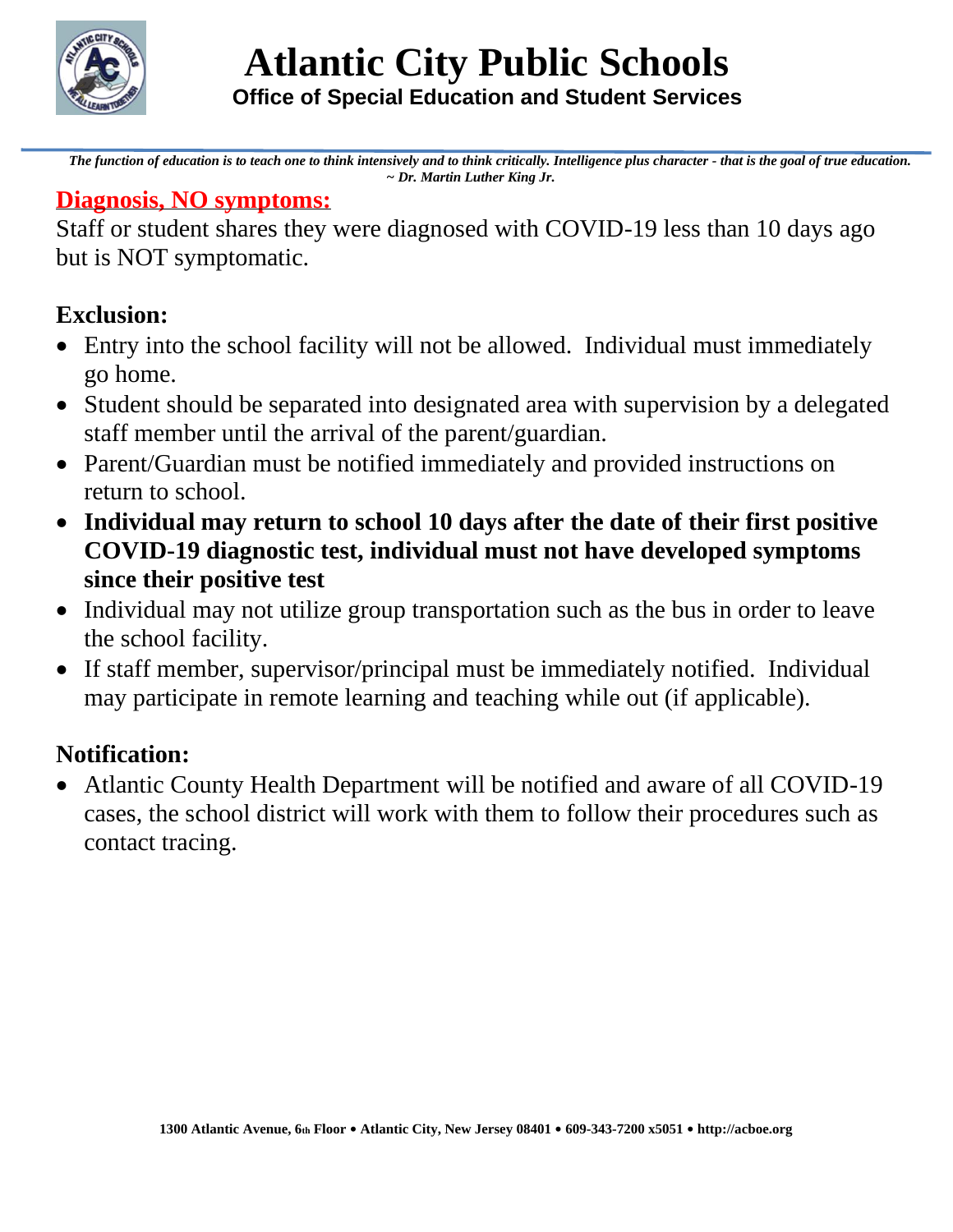*The function of education is to teach one to think intensively and to think critically. Intelligence plus character - that is the goal of true education.*
*~ Dr. Martin Luther King Jr.*

## Diagnosis, NO symptoms:

Staff or student shares they were diagnosed with COVID-19 less than 10 days ago but is NOT symptomatic.

### Exclusion:

- Entry into the school facility will not be allowed. Individual must immediately go home.
- Student should be separated into designated area with supervision by a delegated staff member until the arrival of the parent/guardian.
- Parent/Guardian must be notified immediately and provided instructions on return to school.
- **Individual may return to school 10 days after the date of their first positive COVID-19 diagnostic test, individual must not have developed symptoms since their positive test**
- Individual may not utilize group transportation such as the bus in order to leave the school facility.
- If staff member, supervisor/principal must be immediately notified. Individual may participate in remote learning and teaching while out (if applicable).

### Notification:

- Atlantic County Health Department will be notified and aware of all COVID-19 cases, the school district will work with them to follow their procedures such as contact tracing.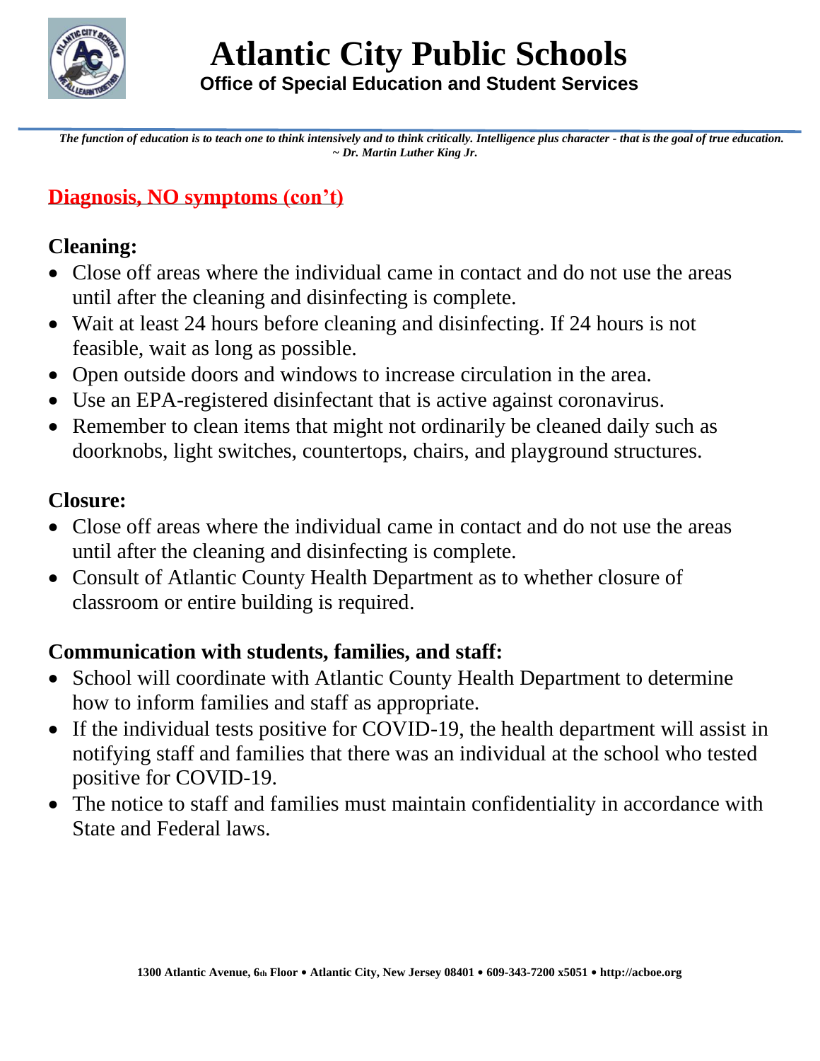## Diagnosis, NO symptoms (con't)

### Cleaning:

- Close off areas where the individual came in contact and do not use the areas until after the cleaning and disinfecting is complete.
- Wait at least 24 hours before cleaning and disinfecting. If 24 hours is not feasible, wait as long as possible.
- Open outside doors and windows to increase circulation in the area.
- Use an EPA-registered disinfectant that is active against coronavirus.
- Remember to clean items that might not ordinarily be cleaned daily such as doorknobs, light switches, countertops, chairs, and playground structures.

### Closure:

- Close off areas where the individual came in contact and do not use the areas until after the cleaning and disinfecting is complete.
- Consult of Atlantic County Health Department as to whether closure of classroom or entire building is required.

### Communication with students, families, and staff:

- School will coordinate with Atlantic County Health Department to determine how to inform families and staff as appropriate.
- If the individual tests positive for COVID-19, the health department will assist in notifying staff and families that there was an individual at the school who tested positive for COVID-19.
- The notice to staff and families must maintain confidentiality in accordance with State and Federal laws.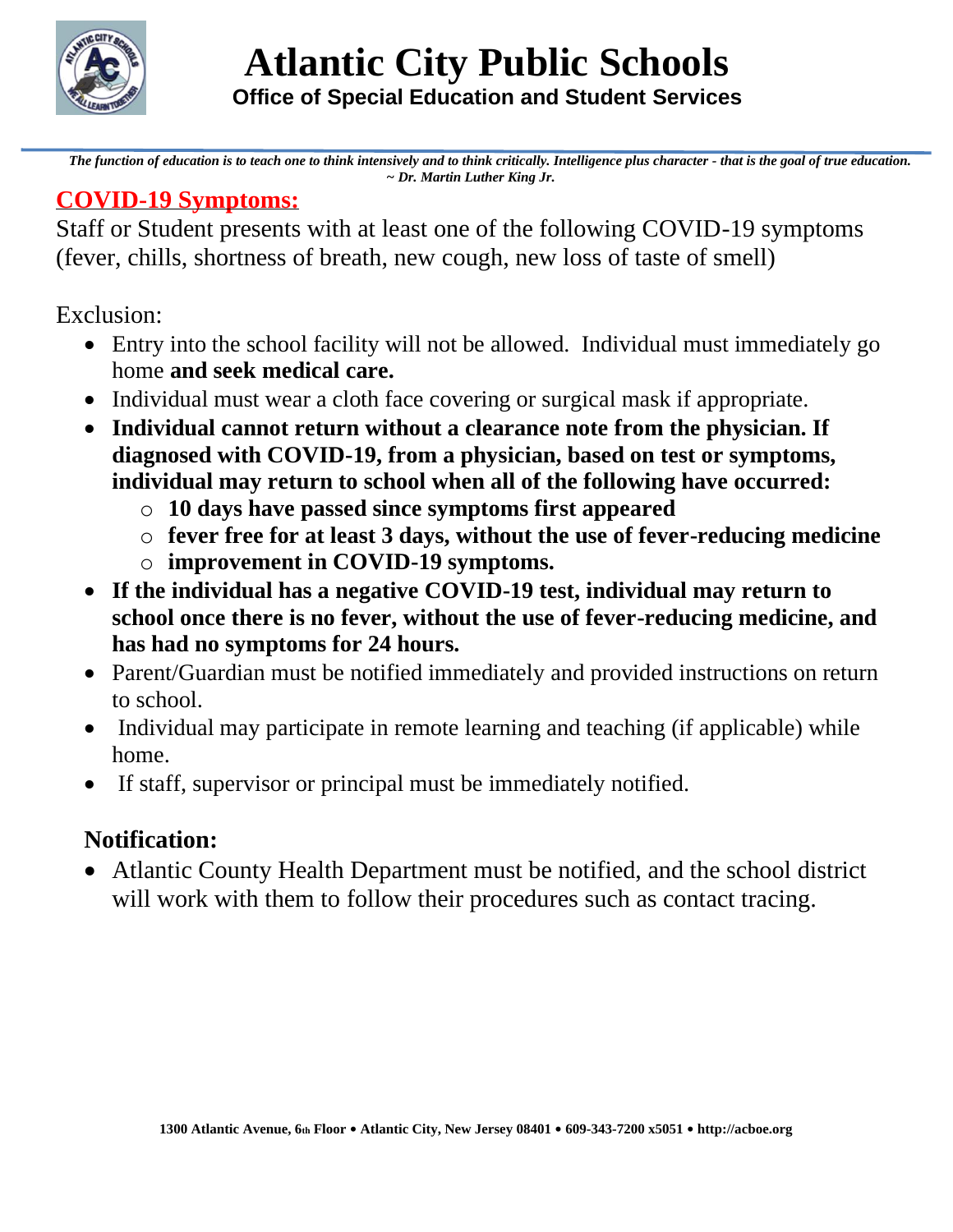# Atlantic City Public Schools

**Office of Special Education and Student Services**

***The function of education is to teach one to think intensively and to think critically. Intelligence plus character - that is the goal of true education. ~ Dr. Martin Luther King Jr.***

## COVID-19 Symptoms:

Staff or Student presents with at least one of the following COVID-19 symptoms (fever, chills, shortness of breath, new cough, new loss of taste of smell)

Exclusion:

- Entry into the school facility will not be allowed. Individual must immediately go home **and seek medical care.**
- Individual must wear a cloth face covering or surgical mask if appropriate.
- **Individual cannot return without a clearance note from the physician. If diagnosed with COVID-19, from a physician, based on test or symptoms, individual may return to school when all of the following have occurred:**
  - **10 days have passed since symptoms first appeared**
  - **fever free for at least 3 days, without the use of fever-reducing medicine**
  - **improvement in COVID-19 symptoms.**
- **If the individual has a negative COVID-19 test, individual may return to school once there is no fever, without the use of fever-reducing medicine, and has had no symptoms for 24 hours.**
- Parent/Guardian must be notified immediately and provided instructions on return to school.
- Individual may participate in remote learning and teaching (if applicable) while home.
- If staff, supervisor or principal must be immediately notified.

### Notification:

- Atlantic County Health Department must be notified, and the school district will work with them to follow their procedures such as contact tracing.

1300 Atlantic Avenue, 6th Floor • Atlantic City, New Jersey 08401 • 609-343-7200 x5051 • http://acboe.org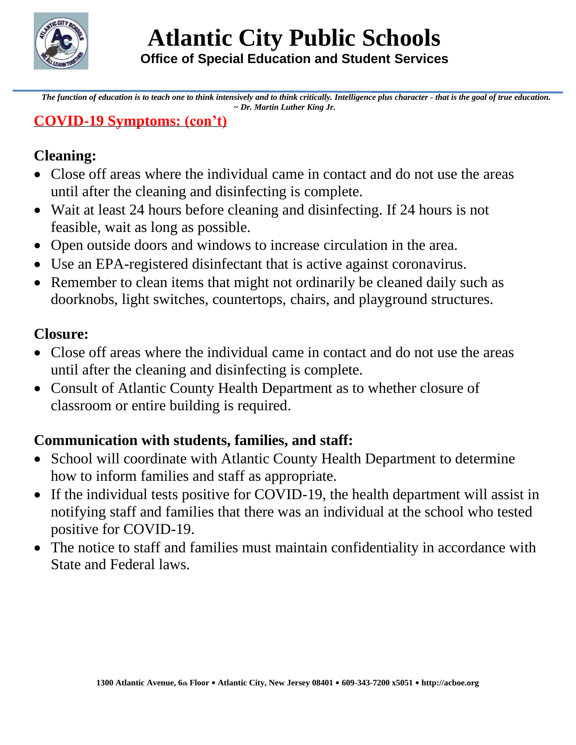## COVID-19 Symptoms: (con't)

### Cleaning:

- Close off areas where the individual came in contact and do not use the areas until after the cleaning and disinfecting is complete.
- Wait at least 24 hours before cleaning and disinfecting. If 24 hours is not feasible, wait as long as possible.
- Open outside doors and windows to increase circulation in the area.
- Use an EPA-registered disinfectant that is active against coronavirus.
- Remember to clean items that might not ordinarily be cleaned daily such as doorknobs, light switches, countertops, chairs, and playground structures.

### Closure:

- Close off areas where the individual came in contact and do not use the areas until after the cleaning and disinfecting is complete.
- Consult of Atlantic County Health Department as to whether closure of classroom or entire building is required.

### Communication with students, families, and staff:

- School will coordinate with Atlantic County Health Department to determine how to inform families and staff as appropriate.
- If the individual tests positive for COVID-19, the health department will assist in notifying staff and families that there was an individual at the school who tested positive for COVID-19.
- The notice to staff and families must maintain confidentiality in accordance with State and Federal laws.